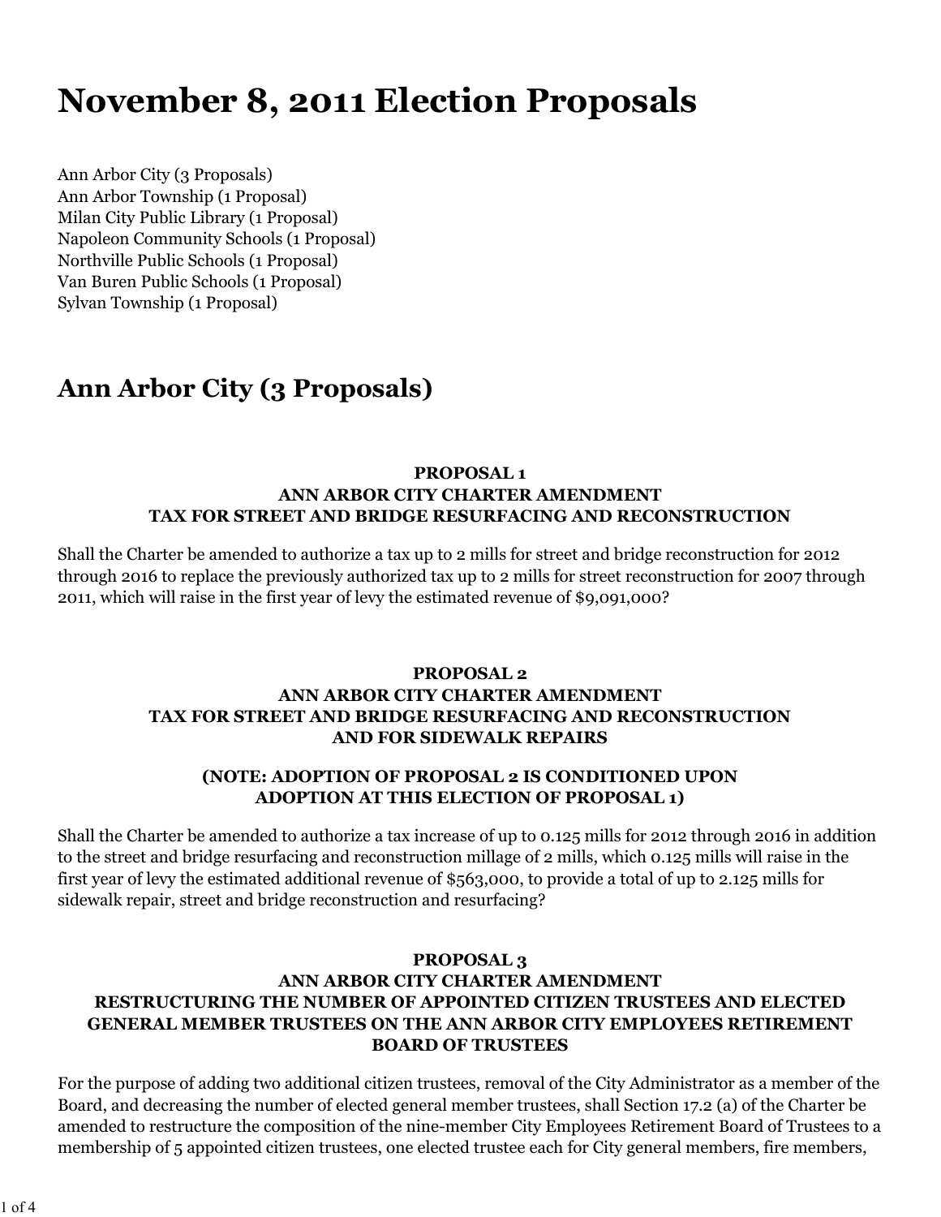# November 8, 2011 Election Proposals

Ann Arbor City (3 Proposals)
Ann Arbor Township (1 Proposal)
Milan City Public Library (1 Proposal)
Napoleon Community Schools (1 Proposal)
Northville Public Schools (1 Proposal)
Van Buren Public Schools (1 Proposal)
Sylvan Township (1 Proposal)

## Ann Arbor City (3 Proposals)

**PROPOSAL 1**
**ANN ARBOR CITY CHARTER AMENDMENT**
**TAX FOR STREET AND BRIDGE RESURFACING AND RECONSTRUCTION**

Shall the Charter be amended to authorize a tax up to 2 mills for street and bridge reconstruction for 2012 through 2016 to replace the previously authorized tax up to 2 mills for street reconstruction for 2007 through 2011, which will raise in the first year of levy the estimated revenue of $9,091,000?

**PROPOSAL 2**
**ANN ARBOR CITY CHARTER AMENDMENT**
**TAX FOR STREET AND BRIDGE RESURFACING AND RECONSTRUCTION AND FOR SIDEWALK REPAIRS**

**(NOTE: ADOPTION OF PROPOSAL 2 IS CONDITIONED UPON ADOPTION AT THIS ELECTION OF PROPOSAL 1)**

Shall the Charter be amended to authorize a tax increase of up to 0.125 mills for 2012 through 2016 in addition to the street and bridge resurfacing and reconstruction millage of 2 mills, which 0.125 mills will raise in the first year of levy the estimated additional revenue of $563,000, to provide a total of up to 2.125 mills for sidewalk repair, street and bridge reconstruction and resurfacing?

**PROPOSAL 3**
**ANN ARBOR CITY CHARTER AMENDMENT**
**RESTRUCTURING THE NUMBER OF APPOINTED CITIZEN TRUSTEES AND ELECTED GENERAL MEMBER TRUSTEES ON THE ANN ARBOR CITY EMPLOYEES RETIREMENT BOARD OF TRUSTEES**

For the purpose of adding two additional citizen trustees, removal of the City Administrator as a member of the Board, and decreasing the number of elected general member trustees, shall Section 17.2 (a) of the Charter be amended to restructure the composition of the nine-member City Employees Retirement Board of Trustees to a membership of 5 appointed citizen trustees, one elected trustee each for City general members, fire members,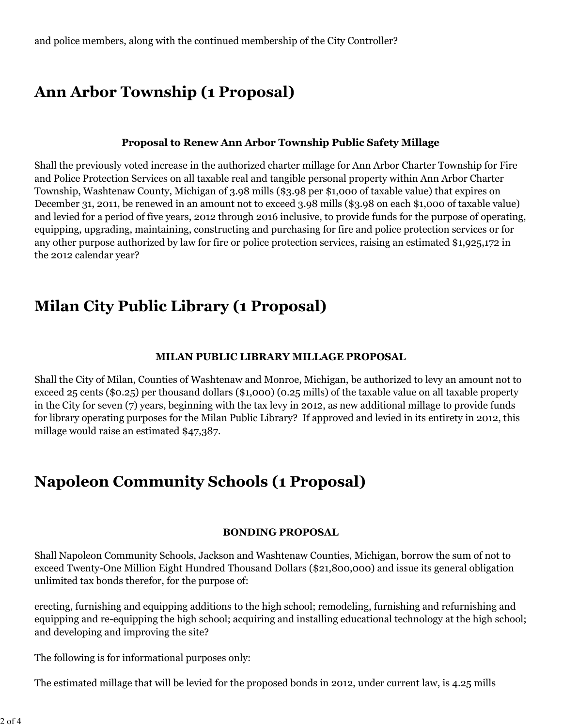and police members, along with the continued membership of the City Controller?

## Ann Arbor Township (1 Proposal)

**Proposal to Renew Ann Arbor Township Public Safety Millage**

Shall the previously voted increase in the authorized charter millage for Ann Arbor Charter Township for Fire and Police Protection Services on all taxable real and tangible personal property within Ann Arbor Charter Township, Washtenaw County, Michigan of 3.98 mills ($3.98 per $1,000 of taxable value) that expires on December 31, 2011, be renewed in an amount not to exceed 3.98 mills ($3.98 on each $1,000 of taxable value) and levied for a period of five years, 2012 through 2016 inclusive, to provide funds for the purpose of operating, equipping, upgrading, maintaining, constructing and purchasing for fire and police protection services or for any other purpose authorized by law for fire or police protection services, raising an estimated $1,925,172 in the 2012 calendar year?

## Milan City Public Library (1 Proposal)

**MILAN PUBLIC LIBRARY MILLAGE PROPOSAL**

Shall the City of Milan, Counties of Washtenaw and Monroe, Michigan, be authorized to levy an amount not to exceed 25 cents ($0.25) per thousand dollars ($1,000) (0.25 mills) of the taxable value on all taxable property in the City for seven (7) years, beginning with the tax levy in 2012, as new additional millage to provide funds for library operating purposes for the Milan Public Library? If approved and levied in its entirety in 2012, this millage would raise an estimated $47,387.

## Napoleon Community Schools (1 Proposal)

**BONDING PROPOSAL**

Shall Napoleon Community Schools, Jackson and Washtenaw Counties, Michigan, borrow the sum of not to exceed Twenty-One Million Eight Hundred Thousand Dollars ($21,800,000) and issue its general obligation unlimited tax bonds therefor, for the purpose of:

erecting, furnishing and equipping additions to the high school; remodeling, furnishing and refurnishing and equipping and re-equipping the high school; acquiring and installing educational technology at the high school; and developing and improving the site?

The following is for informational purposes only:

The estimated millage that will be levied for the proposed bonds in 2012, under current law, is 4.25 mills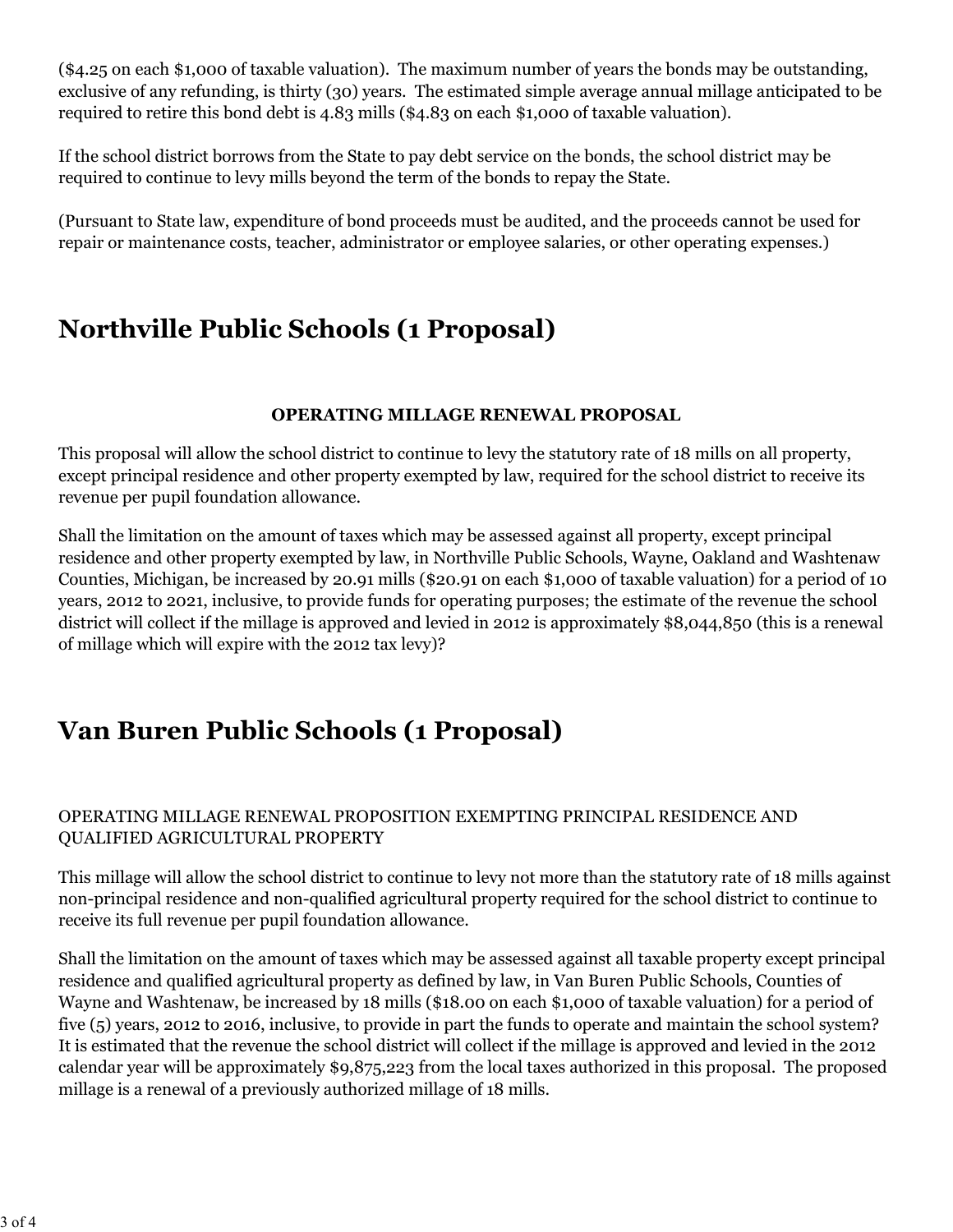($4.25 on each $1,000 of taxable valuation). The maximum number of years the bonds may be outstanding, exclusive of any refunding, is thirty (30) years. The estimated simple average annual millage anticipated to be required to retire this bond debt is 4.83 mills ($4.83 on each $1,000 of taxable valuation).

If the school district borrows from the State to pay debt service on the bonds, the school district may be required to continue to levy mills beyond the term of the bonds to repay the State.

(Pursuant to State law, expenditure of bond proceeds must be audited, and the proceeds cannot be used for repair or maintenance costs, teacher, administrator or employee salaries, or other operating expenses.)

# Northville Public Schools (1 Proposal)

**OPERATING MILLAGE RENEWAL PROPOSAL**

This proposal will allow the school district to continue to levy the statutory rate of 18 mills on all property, except principal residence and other property exempted by law, required for the school district to receive its revenue per pupil foundation allowance.

Shall the limitation on the amount of taxes which may be assessed against all property, except principal residence and other property exempted by law, in Northville Public Schools, Wayne, Oakland and Washtenaw Counties, Michigan, be increased by 20.91 mills ($20.91 on each $1,000 of taxable valuation) for a period of 10 years, 2012 to 2021, inclusive, to provide funds for operating purposes; the estimate of the revenue the school district will collect if the millage is approved and levied in 2012 is approximately $8,044,850 (this is a renewal of millage which will expire with the 2012 tax levy)?

# Van Buren Public Schools (1 Proposal)

OPERATING MILLAGE RENEWAL PROPOSITION EXEMPTING PRINCIPAL RESIDENCE AND QUALIFIED AGRICULTURAL PROPERTY

This millage will allow the school district to continue to levy not more than the statutory rate of 18 mills against non-principal residence and non-qualified agricultural property required for the school district to continue to receive its full revenue per pupil foundation allowance.

Shall the limitation on the amount of taxes which may be assessed against all taxable property except principal residence and qualified agricultural property as defined by law, in Van Buren Public Schools, Counties of Wayne and Washtenaw, be increased by 18 mills ($18.00 on each $1,000 of taxable valuation) for a period of five (5) years, 2012 to 2016, inclusive, to provide in part the funds to operate and maintain the school system? It is estimated that the revenue the school district will collect if the millage is approved and levied in the 2012 calendar year will be approximately $9,875,223 from the local taxes authorized in this proposal. The proposed millage is a renewal of a previously authorized millage of 18 mills.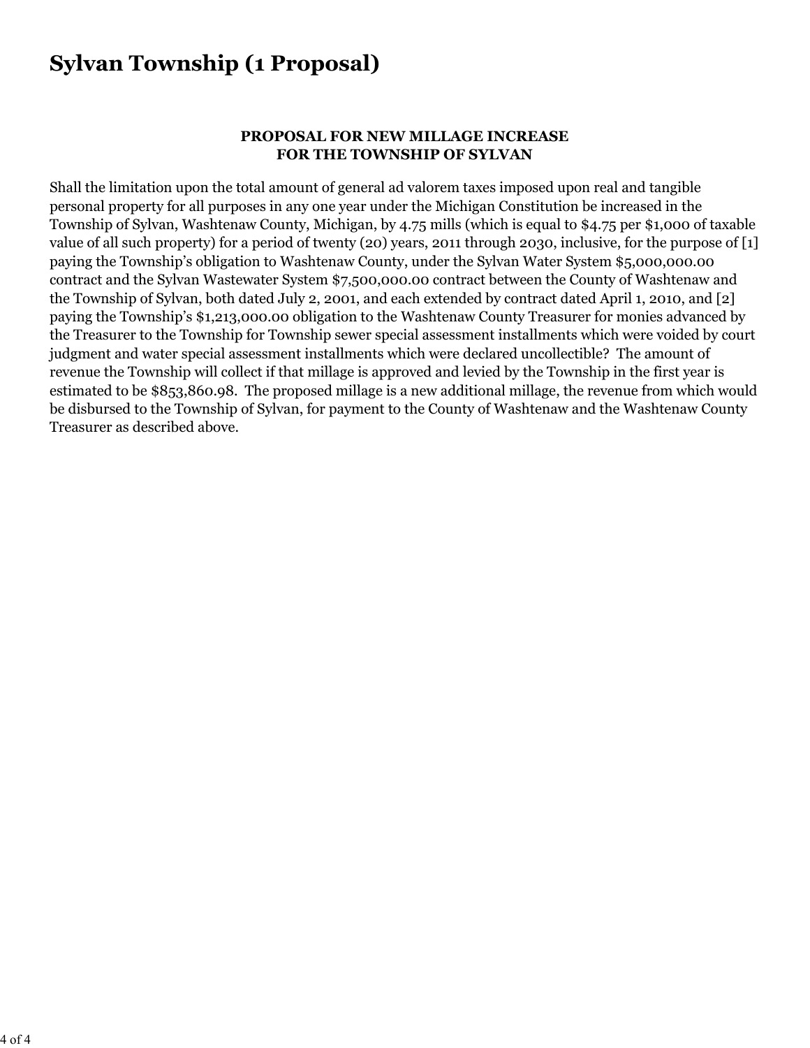# Sylvan Township (1 Proposal)

**PROPOSAL FOR NEW MILLAGE INCREASE**
**FOR THE TOWNSHIP OF SYLVAN**

Shall the limitation upon the total amount of general ad valorem taxes imposed upon real and tangible personal property for all purposes in any one year under the Michigan Constitution be increased in the Township of Sylvan, Washtenaw County, Michigan, by 4.75 mills (which is equal to $4.75 per $1,000 of taxable value of all such property) for a period of twenty (20) years, 2011 through 2030, inclusive, for the purpose of [1] paying the Township's obligation to Washtenaw County, under the Sylvan Water System $5,000,000.00 contract and the Sylvan Wastewater System $7,500,000.00 contract between the County of Washtenaw and the Township of Sylvan, both dated July 2, 2001, and each extended by contract dated April 1, 2010, and [2] paying the Township's $1,213,000.00 obligation to the Washtenaw County Treasurer for monies advanced by the Treasurer to the Township for Township sewer special assessment installments which were voided by court judgment and water special assessment installments which were declared uncollectible? The amount of revenue the Township will collect if that millage is approved and levied by the Township in the first year is estimated to be $853,860.98. The proposed millage is a new additional millage, the revenue from which would be disbursed to the Township of Sylvan, for payment to the County of Washtenaw and the Washtenaw County Treasurer as described above.